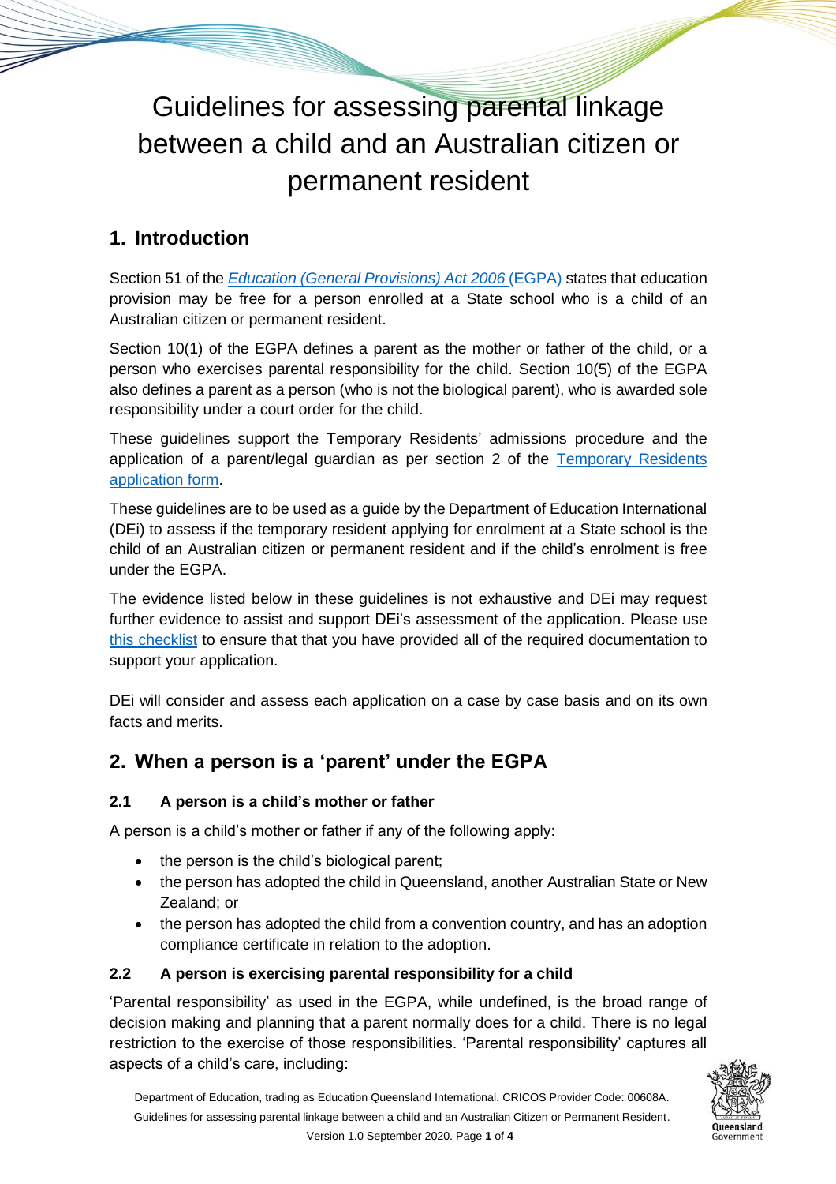# Guidelines for assessing parental linkage between a child and an Australian citizen or permanent resident

## 1. Introduction

Section 51 of the *Education (General Provisions) Act 2006* (EGPA) states that education provision may be free for a person enrolled at a State school who is a child of an Australian citizen or permanent resident.

Section 10(1) of the EGPA defines a parent as the mother or father of the child, or a person who exercises parental responsibility for the child. Section 10(5) of the EGPA also defines a parent as a person (who is not the biological parent), who is awarded sole responsibility under a court order for the child.

These guidelines support the Temporary Residents' admissions procedure and the application of a parent/legal guardian as per section 2 of the Temporary Residents application form.

These guidelines are to be used as a guide by the Department of Education International (DEi) to assess if the temporary resident applying for enrolment at a State school is the child of an Australian citizen or permanent resident and if the child's enrolment is free under the EGPA.

The evidence listed below in these guidelines is not exhaustive and DEi may request further evidence to assist and support DEi's assessment of the application. Please use this checklist to ensure that that you have provided all of the required documentation to support your application.

DEi will consider and assess each application on a case by case basis and on its own facts and merits.

## 2. When a person is a 'parent' under the EGPA

### 2.1 A person is a child's mother or father

A person is a child's mother or father if any of the following apply:

- the person is the child's biological parent;
- the person has adopted the child in Queensland, another Australian State or New Zealand; or
- the person has adopted the child from a convention country, and has an adoption compliance certificate in relation to the adoption.

### 2.2 A person is exercising parental responsibility for a child

'Parental responsibility' as used in the EGPA, while undefined, is the broad range of decision making and planning that a parent normally does for a child. There is no legal restriction to the exercise of those responsibilities. 'Parental responsibility' captures all aspects of a child's care, including: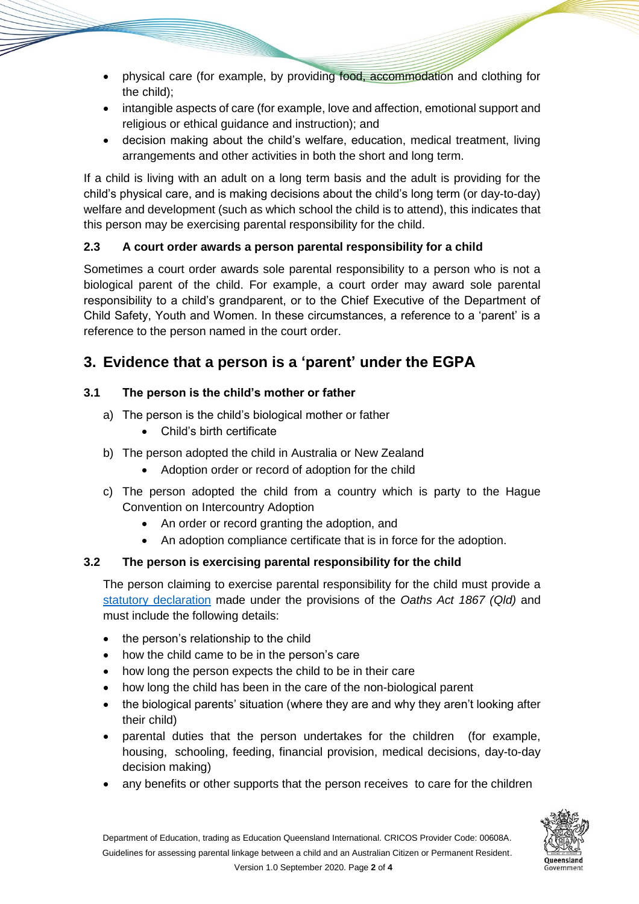- physical care (for example, by providing food, accommodation and clothing for the child);
- intangible aspects of care (for example, love and affection, emotional support and religious or ethical guidance and instruction); and
- decision making about the child's welfare, education, medical treatment, living arrangements and other activities in both the short and long term.

If a child is living with an adult on a long term basis and the adult is providing for the child's physical care, and is making decisions about the child's long term (or day-to-day) welfare and development (such as which school the child is to attend), this indicates that this person may be exercising parental responsibility for the child.

### 2.3 A court order awards a person parental responsibility for a child

Sometimes a court order awards sole parental responsibility to a person who is not a biological parent of the child. For example, a court order may award sole parental responsibility to a child's grandparent, or to the Chief Executive of the Department of Child Safety, Youth and Women. In these circumstances, a reference to a 'parent' is a reference to the person named in the court order.

## 3. Evidence that a person is a 'parent' under the EGPA

### 3.1 The person is the child's mother or father

a) The person is the child's biological mother or father
   - Child's birth certificate

b) The person adopted the child in Australia or New Zealand
   - Adoption order or record of adoption for the child

c) The person adopted the child from a country which is party to the Hague Convention on Intercountry Adoption
   - An order or record granting the adoption, and
   - An adoption compliance certificate that is in force for the adoption.

### 3.2 The person is exercising parental responsibility for the child

The person claiming to exercise parental responsibility for the child must provide a statutory declaration made under the provisions of the *Oaths Act 1867 (Qld)* and must include the following details:

- the person's relationship to the child
- how the child came to be in the person's care
- how long the person expects the child to be in their care
- how long the child has been in the care of the non-biological parent
- the biological parents' situation (where they are and why they aren't looking after their child)
- parental duties that the person undertakes for the children (for example, housing, schooling, feeding, financial provision, medical decisions, day-to-day decision making)
- any benefits or other supports that the person receives to care for the children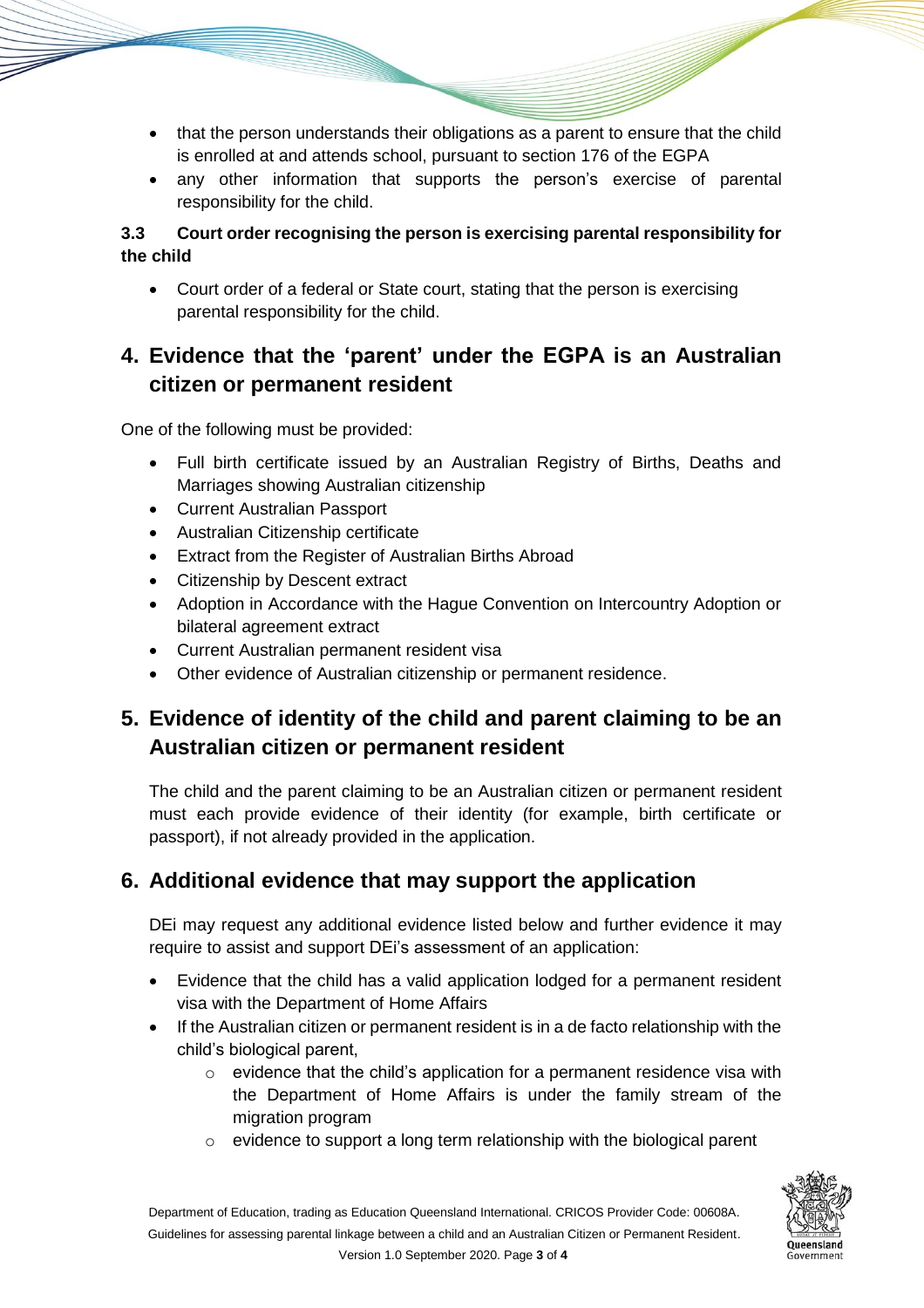- that the person understands their obligations as a parent to ensure that the child is enrolled at and attends school, pursuant to section 176 of the EGPA
- any other information that supports the person's exercise of parental responsibility for the child.

**3.3 Court order recognising the person is exercising parental responsibility for the child**

- Court order of a federal or State court, stating that the person is exercising parental responsibility for the child.

## 4. Evidence that the 'parent' under the EGPA is an Australian citizen or permanent resident

One of the following must be provided:

- Full birth certificate issued by an Australian Registry of Births, Deaths and Marriages showing Australian citizenship
- Current Australian Passport
- Australian Citizenship certificate
- Extract from the Register of Australian Births Abroad
- Citizenship by Descent extract
- Adoption in Accordance with the Hague Convention on Intercountry Adoption or bilateral agreement extract
- Current Australian permanent resident visa
- Other evidence of Australian citizenship or permanent residence.

## 5. Evidence of identity of the child and parent claiming to be an Australian citizen or permanent resident

The child and the parent claiming to be an Australian citizen or permanent resident must each provide evidence of their identity (for example, birth certificate or passport), if not already provided in the application.

## 6. Additional evidence that may support the application

DEi may request any additional evidence listed below and further evidence it may require to assist and support DEi's assessment of an application:

- Evidence that the child has a valid application lodged for a permanent resident visa with the Department of Home Affairs
- If the Australian citizen or permanent resident is in a de facto relationship with the child's biological parent,
  - evidence that the child's application for a permanent residence visa with the Department of Home Affairs is under the family stream of the migration program
  - evidence to support a long term relationship with the biological parent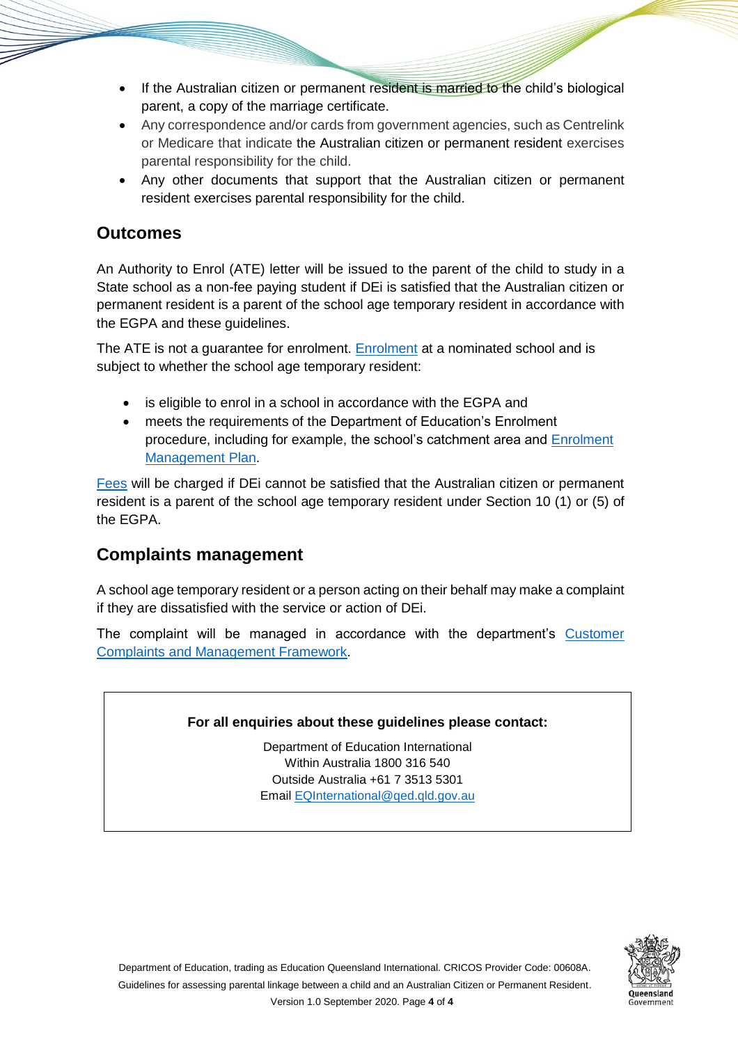- If the Australian citizen or permanent resident is married to the child's biological parent, a copy of the marriage certificate.
- Any correspondence and/or cards from government agencies, such as Centrelink or Medicare that indicate the Australian citizen or permanent resident exercises parental responsibility for the child.
- Any other documents that support that the Australian citizen or permanent resident exercises parental responsibility for the child.

## Outcomes

An Authority to Enrol (ATE) letter will be issued to the parent of the child to study in a State school as a non-fee paying student if DEi is satisfied that the Australian citizen or permanent resident is a parent of the school age temporary resident in accordance with the EGPA and these guidelines.

The ATE is not a guarantee for enrolment. Enrolment at a nominated school and is subject to whether the school age temporary resident:

- is eligible to enrol in a school in accordance with the EGPA and
- meets the requirements of the Department of Education's Enrolment procedure, including for example, the school's catchment area and Enrolment Management Plan.

Fees will be charged if DEi cannot be satisfied that the Australian citizen or permanent resident is a parent of the school age temporary resident under Section 10 (1) or (5) of the EGPA.

## Complaints management

A school age temporary resident or a person acting on their behalf may make a complaint if they are dissatisfied with the service or action of DEi.

The complaint will be managed in accordance with the department's Customer Complaints and Management Framework.

**For all enquiries about these guidelines please contact:**

Department of Education International
Within Australia 1800 316 540
Outside Australia +61 7 3513 5301
Email EQInternational@qed.qld.gov.au

Department of Education, trading as Education Queensland International. CRICOS Provider Code: 00608A.
Guidelines for assessing parental linkage between a child and an Australian Citizen or Permanent Resident.
Version 1.0 September 2020.